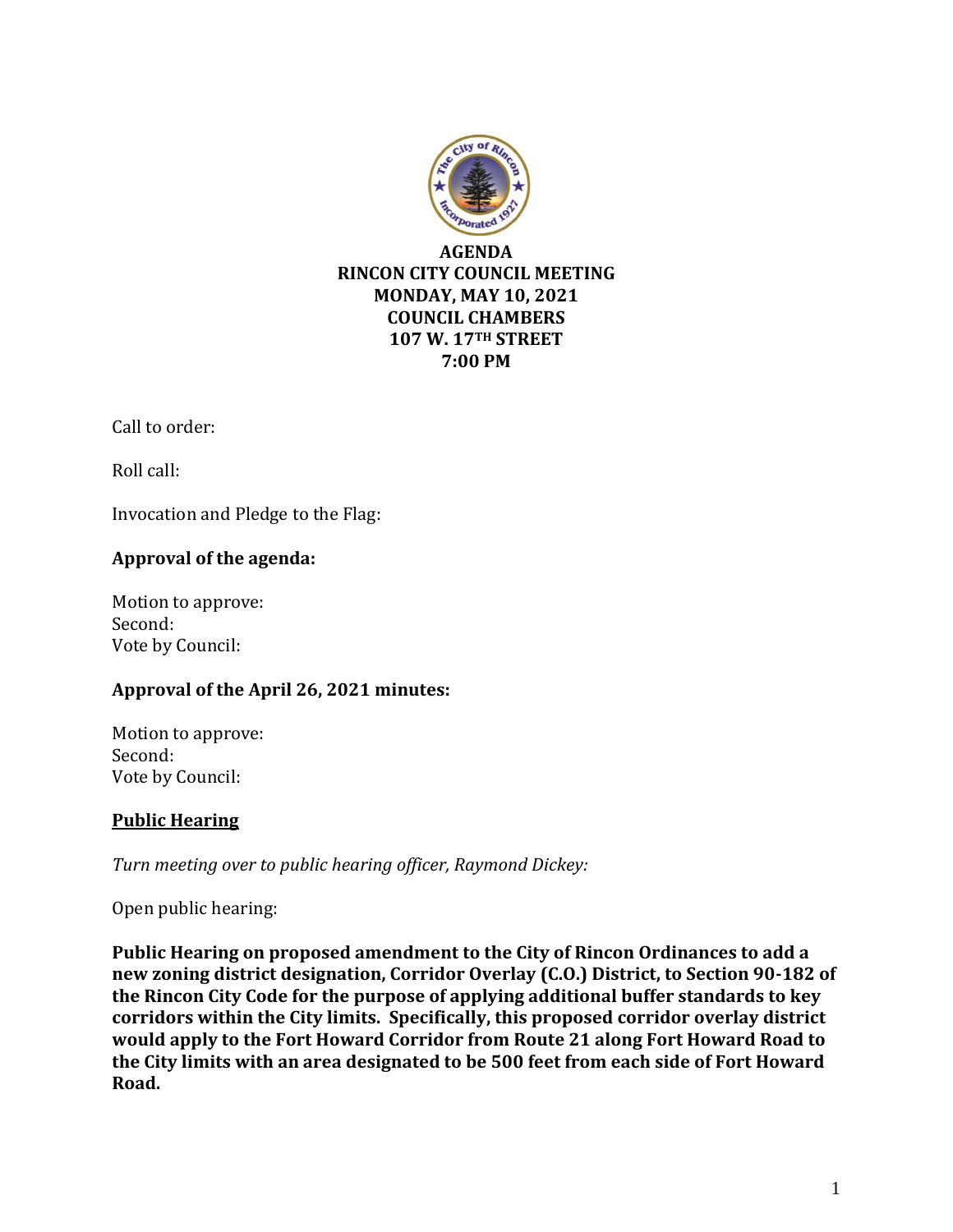# AGENDA
## RINCON CITY COUNCIL MEETING
## MONDAY, MAY 10, 2021
## COUNCIL CHAMBERS
## 107 W. 17TH STREET
## 7:00 PM

Call to order:

Roll call:

Invocation and Pledge to the Flag:

**Approval of the agenda:**

Motion to approve:
Second:
Vote by Council:

**Approval of the April 26, 2021 minutes:**

Motion to approve:
Second:
Vote by Council:

**Public Hearing**

*Turn meeting over to public hearing officer, Raymond Dickey:*

Open public hearing:

**Public Hearing on proposed amendment to the City of Rincon Ordinances to add a new zoning district designation, Corridor Overlay (C.O.) District, to Section 90-182 of the Rincon City Code for the purpose of applying additional buffer standards to key corridors within the City limits. Specifically, this proposed corridor overlay district would apply to the Fort Howard Corridor from Route 21 along Fort Howard Road to the City limits with an area designated to be 500 feet from each side of Fort Howard Road.**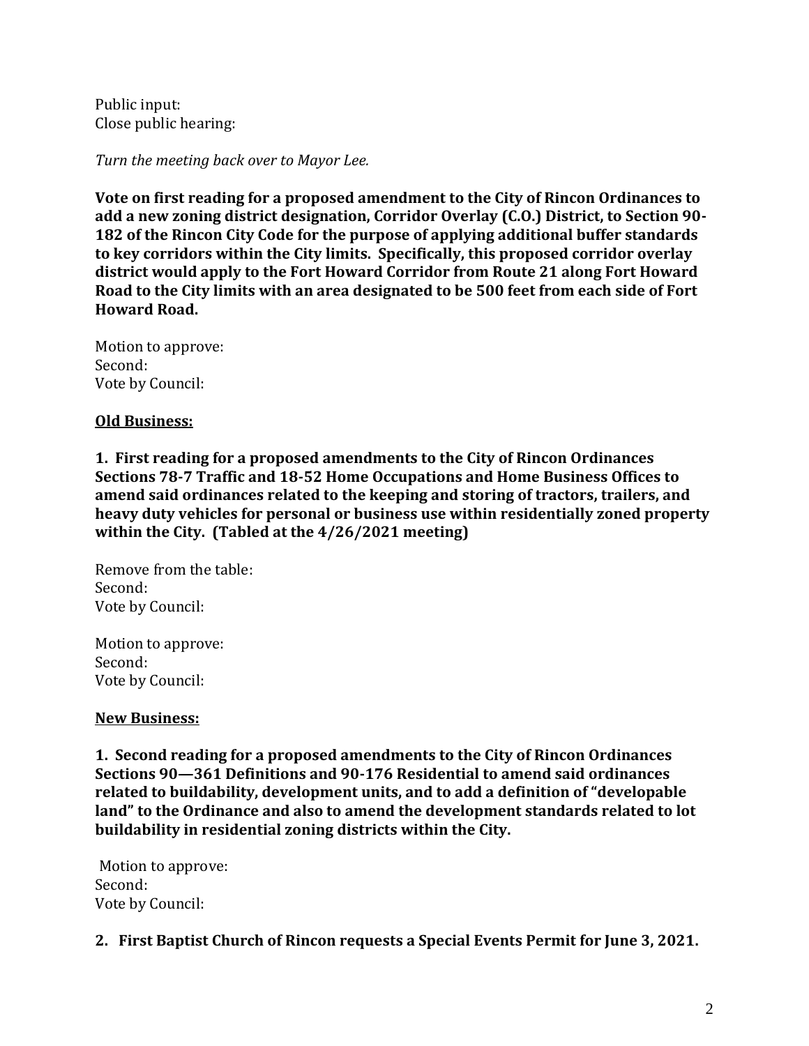Public input:
Close public hearing:

*Turn the meeting back over to Mayor Lee.*

**Vote on first reading for a proposed amendment to the City of Rincon Ordinances to add a new zoning district designation, Corridor Overlay (C.O.) District, to Section 90-182 of the Rincon City Code for the purpose of applying additional buffer standards to key corridors within the City limits. Specifically, this proposed corridor overlay district would apply to the Fort Howard Corridor from Route 21 along Fort Howard Road to the City limits with an area designated to be 500 feet from each side of Fort Howard Road.**

Motion to approve:
Second:
Vote by Council:

**<u>Old Business:</u>**

**1. First reading for a proposed amendments to the City of Rincon Ordinances Sections 78-7 Traffic and 18-52 Home Occupations and Home Business Offices to amend said ordinances related to the keeping and storing of tractors, trailers, and heavy duty vehicles for personal or business use within residentially zoned property within the City. (Tabled at the 4/26/2021 meeting)**

Remove from the table:
Second:
Vote by Council:

Motion to approve:
Second:
Vote by Council:

**<u>New Business:</u>**

**1. Second reading for a proposed amendments to the City of Rincon Ordinances Sections 90—361 Definitions and 90-176 Residential to amend said ordinances related to buildability, development units, and to add a definition of "developable land" to the Ordinance and also to amend the development standards related to lot buildability in residential zoning districts within the City.**

Motion to approve:
Second:
Vote by Council:

**2. First Baptist Church of Rincon requests a Special Events Permit for June 3, 2021.**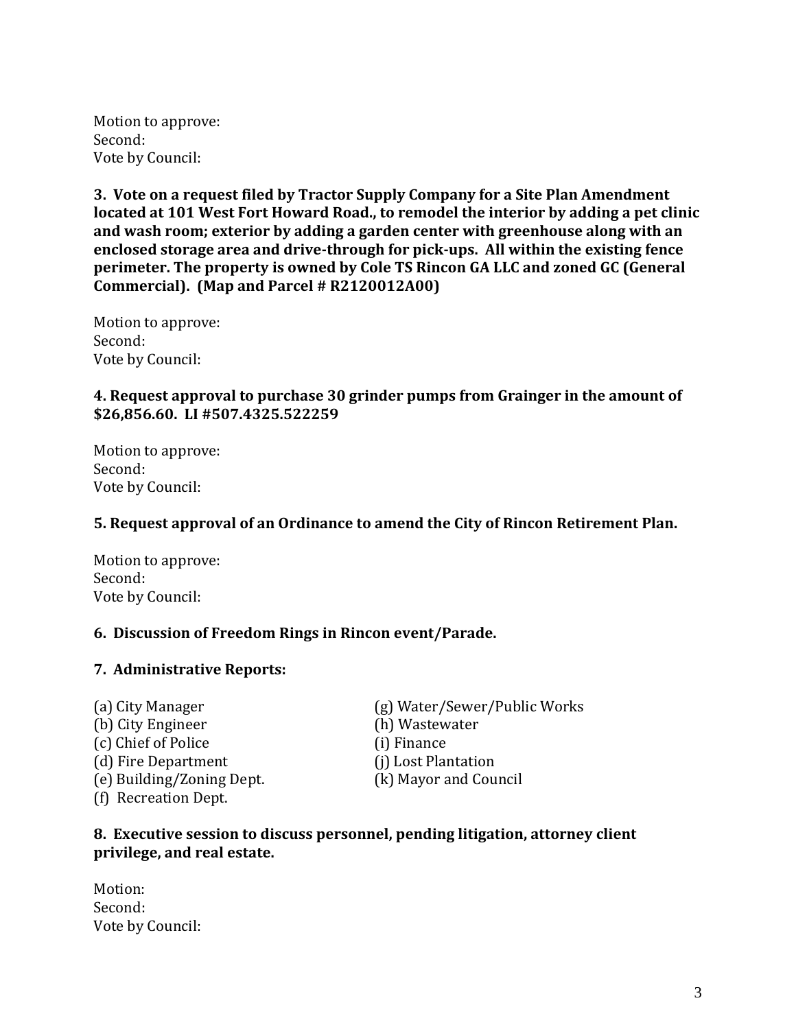Motion to approve:
Second:
Vote by Council:

**3. Vote on a request filed by Tractor Supply Company for a Site Plan Amendment located at 101 West Fort Howard Road., to remodel the interior by adding a pet clinic and wash room; exterior by adding a garden center with greenhouse along with an enclosed storage area and drive-through for pick-ups. All within the existing fence perimeter. The property is owned by Cole TS Rincon GA LLC and zoned GC (General Commercial). (Map and Parcel # R2120012A00)**

Motion to approve:
Second:
Vote by Council:

**4. Request approval to purchase 30 grinder pumps from Grainger in the amount of $26,856.60. LI #507.4325.522259**

Motion to approve:
Second:
Vote by Council:

**5. Request approval of an Ordinance to amend the City of Rincon Retirement Plan.**

Motion to approve:
Second:
Vote by Council:

**6. Discussion of Freedom Rings in Rincon event/Parade.**

**7. Administrative Reports:**

(a) City Manager
(b) City Engineer
(c) Chief of Police
(d) Fire Department
(e) Building/Zoning Dept.
(f) Recreation Dept.
(g) Water/Sewer/Public Works
(h) Wastewater
(i) Finance
(j) Lost Plantation
(k) Mayor and Council

**8. Executive session to discuss personnel, pending litigation, attorney client privilege, and real estate.**

Motion:
Second:
Vote by Council: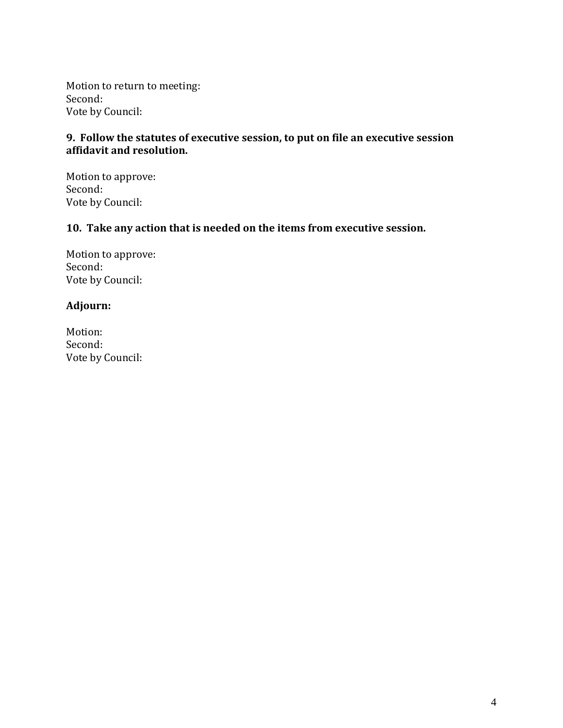Motion to return to meeting:
Second:
Vote by Council:

**9. Follow the statutes of executive session, to put on file an executive session affidavit and resolution.**

Motion to approve:
Second:
Vote by Council:

**10. Take any action that is needed on the items from executive session.**

Motion to approve:
Second:
Vote by Council:

**Adjourn:**

Motion:
Second:
Vote by Council: